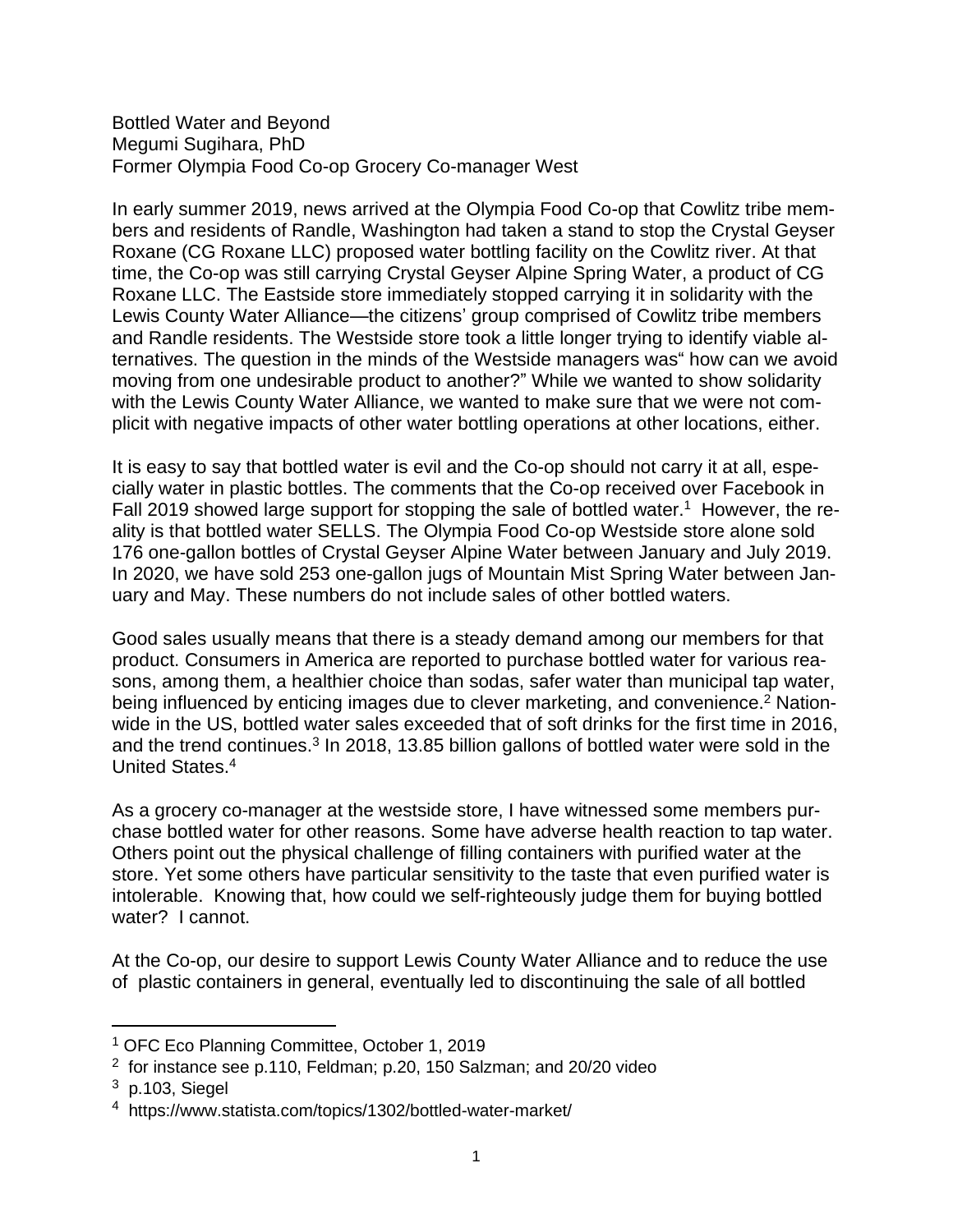Bottled Water and Beyond
Megumi Sugihara, PhD
Former Olympia Food Co-op Grocery Co-manager West

In early summer 2019, news arrived at the Olympia Food Co-op that Cowlitz tribe members and residents of Randle, Washington had taken a stand to stop the Crystal Geyser Roxane (CG Roxane LLC) proposed water bottling facility on the Cowlitz river. At that time, the Co-op was still carrying Crystal Geyser Alpine Spring Water, a product of CG Roxane LLC. The Eastside store immediately stopped carrying it in solidarity with the Lewis County Water Alliance—the citizens' group comprised of Cowlitz tribe members and Randle residents. The Westside store took a little longer trying to identify viable alternatives. The question in the minds of the Westside managers was" how can we avoid moving from one undesirable product to another?" While we wanted to show solidarity with the Lewis County Water Alliance, we wanted to make sure that we were not complicit with negative impacts of other water bottling operations at other locations, either.

It is easy to say that bottled water is evil and the Co-op should not carry it at all, especially water in plastic bottles. The comments that the Co-op received over Facebook in Fall 2019 showed large support for stopping the sale of bottled water.[1] However, the reality is that bottled water SELLS. The Olympia Food Co-op Westside store alone sold 176 one-gallon bottles of Crystal Geyser Alpine Water between January and July 2019. In 2020, we have sold 253 one-gallon jugs of Mountain Mist Spring Water between January and May. These numbers do not include sales of other bottled waters.

Good sales usually means that there is a steady demand among our members for that product. Consumers in America are reported to purchase bottled water for various reasons, among them, a healthier choice than sodas, safer water than municipal tap water, being influenced by enticing images due to clever marketing, and convenience.[2] Nationwide in the US, bottled water sales exceeded that of soft drinks for the first time in 2016, and the trend continues.[3] In 2018, 13.85 billion gallons of bottled water were sold in the United States.[4]

As a grocery co-manager at the westside store, I have witnessed some members purchase bottled water for other reasons. Some have adverse health reaction to tap water. Others point out the physical challenge of filling containers with purified water at the store. Yet some others have particular sensitivity to the taste that even purified water is intolerable. Knowing that, how could we self-righteously judge them for buying bottled water? I cannot.

At the Co-op, our desire to support Lewis County Water Alliance and to reduce the use of plastic containers in general, eventually led to discontinuing the sale of all bottled

---

[1] OFC Eco Planning Committee, October 1, 2019

[2] for instance see p.110, Feldman; p.20, 150 Salzman; and 20/20 video

[3] p.103, Siegel

[4] https://www.statista.com/topics/1302/bottled-water-market/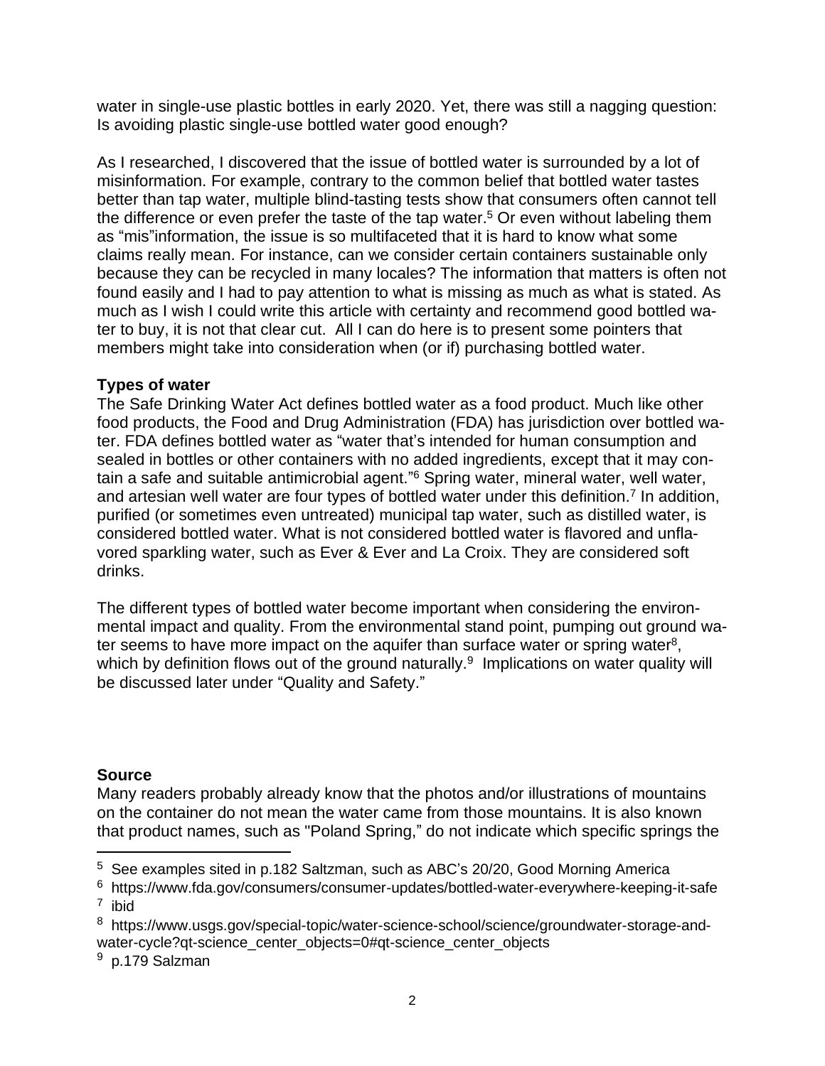water in single-use plastic bottles in early 2020. Yet, there was still a nagging question: Is avoiding plastic single-use bottled water good enough?

As I researched, I discovered that the issue of bottled water is surrounded by a lot of misinformation. For example, contrary to the common belief that bottled water tastes better than tap water, multiple blind-tasting tests show that consumers often cannot tell the difference or even prefer the taste of the tap water.[5] Or even without labeling them as "mis"information, the issue is so multifaceted that it is hard to know what some claims really mean. For instance, can we consider certain containers sustainable only because they can be recycled in many locales? The information that matters is often not found easily and I had to pay attention to what is missing as much as what is stated. As much as I wish I could write this article with certainty and recommend good bottled water to buy, it is not that clear cut. All I can do here is to present some pointers that members might take into consideration when (or if) purchasing bottled water.

**Types of water**

The Safe Drinking Water Act defines bottled water as a food product. Much like other food products, the Food and Drug Administration (FDA) has jurisdiction over bottled water. FDA defines bottled water as "water that's intended for human consumption and sealed in bottles or other containers with no added ingredients, except that it may contain a safe and suitable antimicrobial agent."[6] Spring water, mineral water, well water, and artesian well water are four types of bottled water under this definition.[7] In addition, purified (or sometimes even untreated) municipal tap water, such as distilled water, is considered bottled water. What is not considered bottled water is flavored and unflavored sparkling water, such as Ever & Ever and La Croix. They are considered soft drinks.

The different types of bottled water become important when considering the environmental impact and quality. From the environmental stand point, pumping out ground water seems to have more impact on the aquifer than surface water or spring water[8], which by definition flows out of the ground naturally.[9] Implications on water quality will be discussed later under "Quality and Safety."

**Source**

Many readers probably already know that the photos and/or illustrations of mountains on the container do not mean the water came from those mountains. It is also known that product names, such as "Poland Spring," do not indicate which specific springs the

---

[5] See examples sited in p.182 Saltzman, such as ABC's 20/20, Good Morning America

[6] https://www.fda.gov/consumers/consumer-updates/bottled-water-everywhere-keeping-it-safe

[7] ibid

[8] https://www.usgs.gov/special-topic/water-science-school/science/groundwater-storage-and-water-cycle?qt-science_center_objects=0#qt-science_center_objects

[9] p.179 Salzman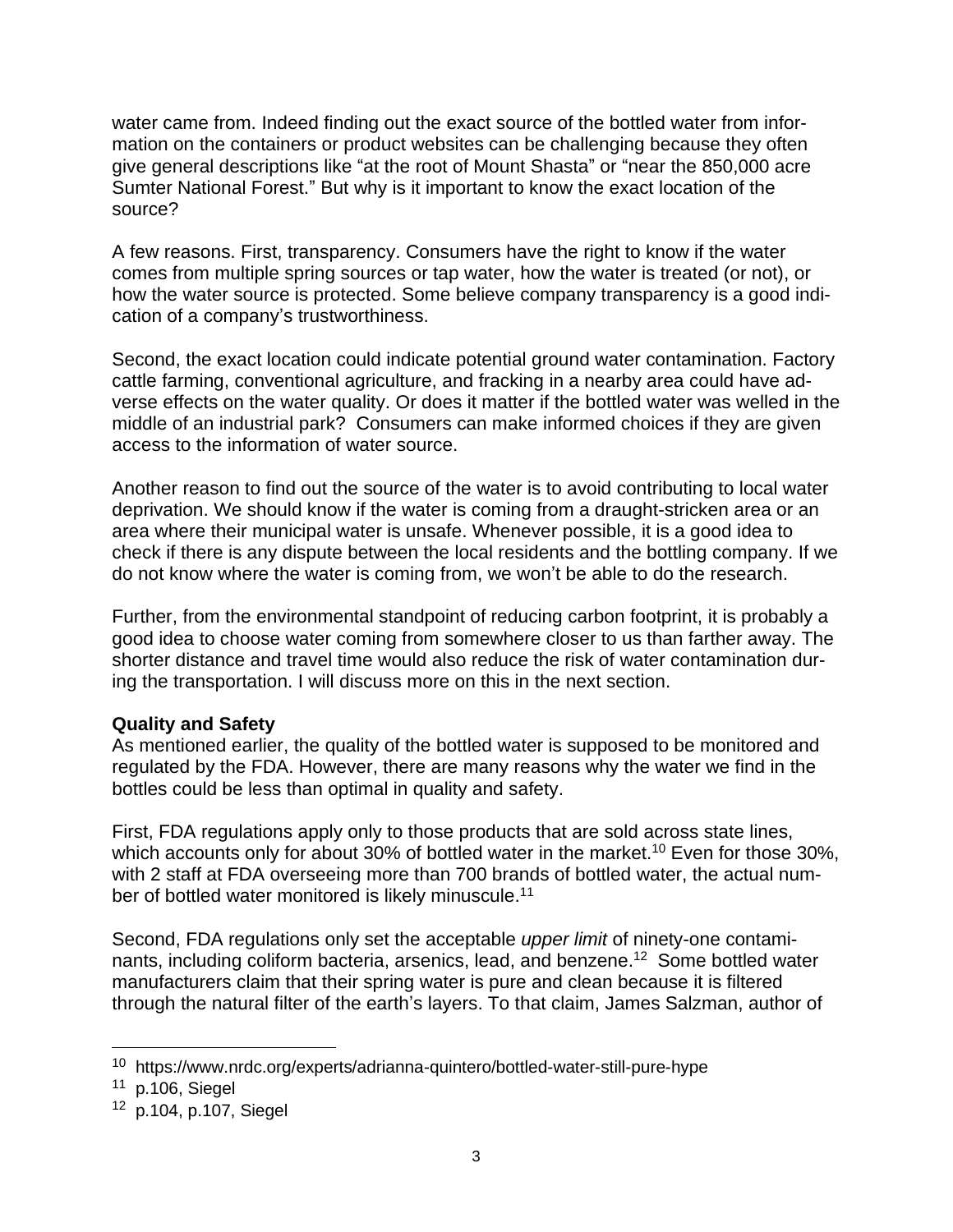water came from. Indeed finding out the exact source of the bottled water from information on the containers or product websites can be challenging because they often give general descriptions like “at the root of Mount Shasta” or “near the 850,000 acre Sumter National Forest.” But why is it important to know the exact location of the source?

A few reasons. First, transparency. Consumers have the right to know if the water comes from multiple spring sources or tap water, how the water is treated (or not), or how the water source is protected. Some believe company transparency is a good indication of a company’s trustworthiness.

Second, the exact location could indicate potential ground water contamination. Factory cattle farming, conventional agriculture, and fracking in a nearby area could have adverse effects on the water quality. Or does it matter if the bottled water was welled in the middle of an industrial park? Consumers can make informed choices if they are given access to the information of water source.

Another reason to find out the source of the water is to avoid contributing to local water deprivation. We should know if the water is coming from a draught-stricken area or an area where their municipal water is unsafe. Whenever possible, it is a good idea to check if there is any dispute between the local residents and the bottling company. If we do not know where the water is coming from, we won’t be able to do the research.

Further, from the environmental standpoint of reducing carbon footprint, it is probably a good idea to choose water coming from somewhere closer to us than farther away. The shorter distance and travel time would also reduce the risk of water contamination during the transportation. I will discuss more on this in the next section.

**Quality and Safety**

As mentioned earlier, the quality of the bottled water is supposed to be monitored and regulated by the FDA. However, there are many reasons why the water we find in the bottles could be less than optimal in quality and safety.

First, FDA regulations apply only to those products that are sold across state lines, which accounts only for about 30% of bottled water in the market.[10] Even for those 30%, with 2 staff at FDA overseeing more than 700 brands of bottled water, the actual number of bottled water monitored is likely minuscule.[11]

Second, FDA regulations only set the acceptable *upper limit* of ninety-one contaminants, including coliform bacteria, arsenics, lead, and benzene.[12] Some bottled water manufacturers claim that their spring water is pure and clean because it is filtered through the natural filter of the earth’s layers. To that claim, James Salzman, author of

---

[10] https://www.nrdc.org/experts/adrianna-quintero/bottled-water-still-pure-hype

[11] p.106, Siegel

[12] p.104, p.107, Siegel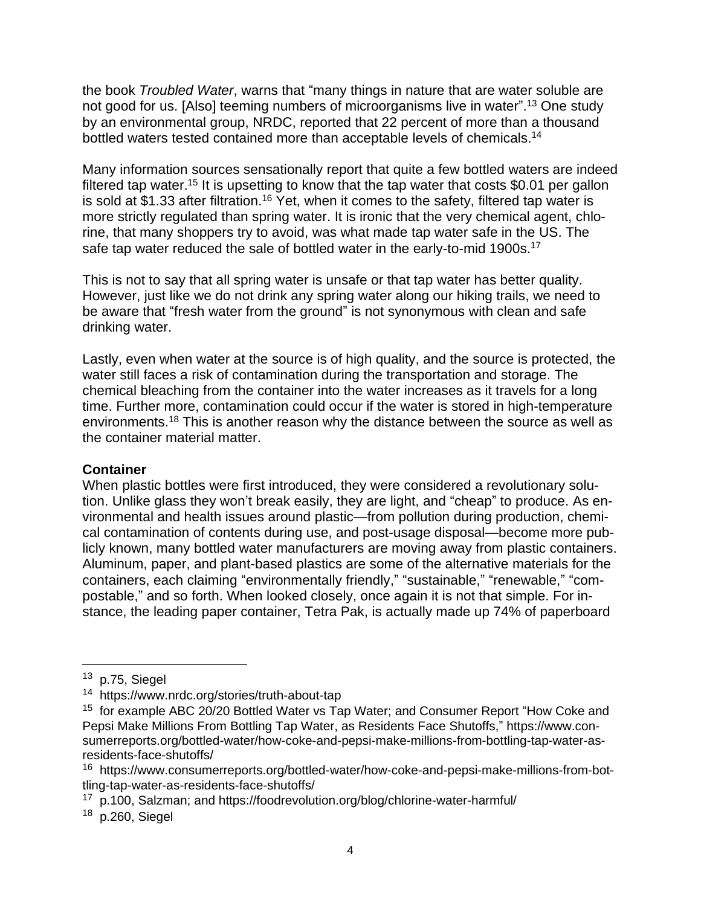the book *Troubled Water*, warns that "many things in nature that are water soluble are not good for us. [Also] teeming numbers of microorganisms live in water".[13] One study by an environmental group, NRDC, reported that 22 percent of more than a thousand bottled waters tested contained more than acceptable levels of chemicals.[14]

Many information sources sensationally report that quite a few bottled waters are indeed filtered tap water.[15] It is upsetting to know that the tap water that costs $0.01 per gallon is sold at $1.33 after filtration.[16] Yet, when it comes to the safety, filtered tap water is more strictly regulated than spring water. It is ironic that the very chemical agent, chlorine, that many shoppers try to avoid, was what made tap water safe in the US. The safe tap water reduced the sale of bottled water in the early-to-mid 1900s.[17]

This is not to say that all spring water is unsafe or that tap water has better quality. However, just like we do not drink any spring water along our hiking trails, we need to be aware that "fresh water from the ground" is not synonymous with clean and safe drinking water.

Lastly, even when water at the source is of high quality, and the source is protected, the water still faces a risk of contamination during the transportation and storage. The chemical bleaching from the container into the water increases as it travels for a long time. Further more, contamination could occur if the water is stored in high-temperature environments.[18] This is another reason why the distance between the source as well as the container material matter.

**Container**

When plastic bottles were first introduced, they were considered a revolutionary solution. Unlike glass they won't break easily, they are light, and "cheap" to produce. As environmental and health issues around plastic—from pollution during production, chemical contamination of contents during use, and post-usage disposal—become more publicly known, many bottled water manufacturers are moving away from plastic containers. Aluminum, paper, and plant-based plastics are some of the alternative materials for the containers, each claiming "environmentally friendly," "sustainable," "renewable," "compostable," and so forth. When looked closely, once again it is not that simple. For instance, the leading paper container, Tetra Pak, is actually made up 74% of paperboard

---

[13] p.75, Siegel

[14] https://www.nrdc.org/stories/truth-about-tap

[15] for example ABC 20/20 Bottled Water vs Tap Water; and Consumer Report "How Coke and Pepsi Make Millions From Bottling Tap Water, as Residents Face Shutoffs," https://www.consumerreports.org/bottled-water/how-coke-and-pepsi-make-millions-from-bottling-tap-water-as-residents-face-shutoffs/

[16] https://www.consumerreports.org/bottled-water/how-coke-and-pepsi-make-millions-from-bottling-tap-water-as-residents-face-shutoffs/

[17] p.100, Salzman; and https://foodrevolution.org/blog/chlorine-water-harmful/

[18] p.260, Siegel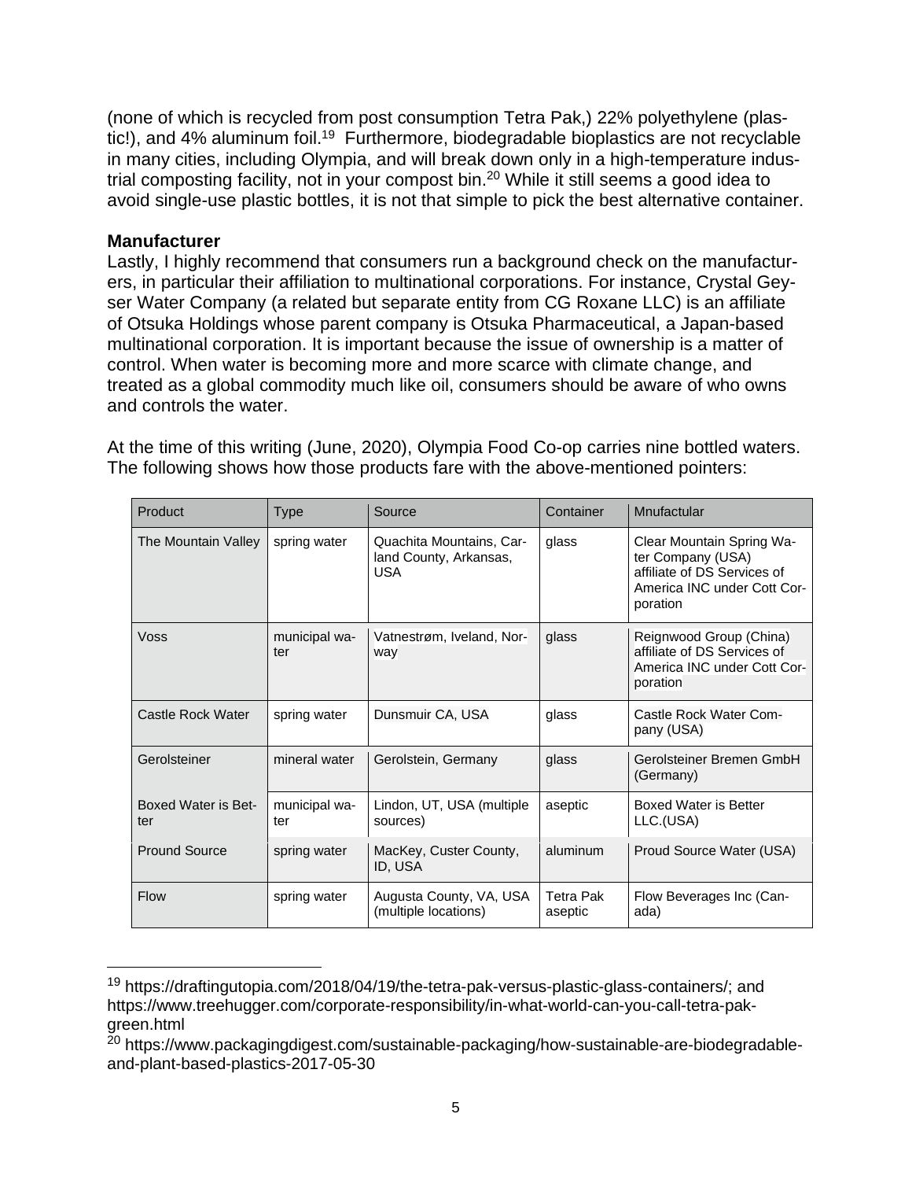(none of which is recycled from post consumption Tetra Pak,) 22% polyethylene (plastic!), and 4% aluminum foil.[19] Furthermore, biodegradable bioplastics are not recyclable in many cities, including Olympia, and will break down only in a high-temperature industrial composting facility, not in your compost bin.[20] While it still seems a good idea to avoid single-use plastic bottles, it is not that simple to pick the best alternative container.

**Manufacturer**

Lastly, I highly recommend that consumers run a background check on the manufacturers, in particular their affiliation to multinational corporations. For instance, Crystal Geyser Water Company (a related but separate entity from CG Roxane LLC) is an affiliate of Otsuka Holdings whose parent company is Otsuka Pharmaceutical, a Japan-based multinational corporation. It is important because the issue of ownership is a matter of control. When water is becoming more and more scarce with climate change, and treated as a global commodity much like oil, consumers should be aware of who owns and controls the water.

At the time of this writing (June, 2020), Olympia Food Co-op carries nine bottled waters. The following shows how those products fare with the above-mentioned pointers:

| Product | Type | Source | Container | Mnufactular |
|---|---|---|---|---|
| The Mountain Valley | spring water | Quachita Mountains, Carland County, Arkansas, USA | glass | Clear Mountain Spring Water Company (USA) affiliate of DS Services of America INC under Cott Corporation |
| Voss | municipal water | Vatnestrøm, Iveland, Norway | glass | Reignwood Group (China) affiliate of DS Services of America INC under Cott Corporation |
| Castle Rock Water | spring water | Dunsmuir CA, USA | glass | Castle Rock Water Company (USA) |
| Gerolsteiner | mineral water | Gerolstein, Germany | glass | Gerolsteiner Bremen GmbH (Germany) |
| Boxed Water is Better | municipal water | Lindon, UT, USA (multiple sources) | aseptic | Boxed Water is Better LLC.(USA) |
| Pround Source | spring water | MacKey, Custer County, ID, USA | aluminum | Proud Source Water (USA) |
| Flow | spring water | Augusta County, VA, USA (multiple locations) | Tetra Pak aseptic | Flow Beverages Inc (Canada) |

[19] https://draftingutopia.com/2018/04/19/the-tetra-pak-versus-plastic-glass-containers/; and https://www.treehugger.com/corporate-responsibility/in-what-world-can-you-call-tetra-pak-green.html

[20] https://www.packagingdigest.com/sustainable-packaging/how-sustainable-are-biodegradable-and-plant-based-plastics-2017-05-30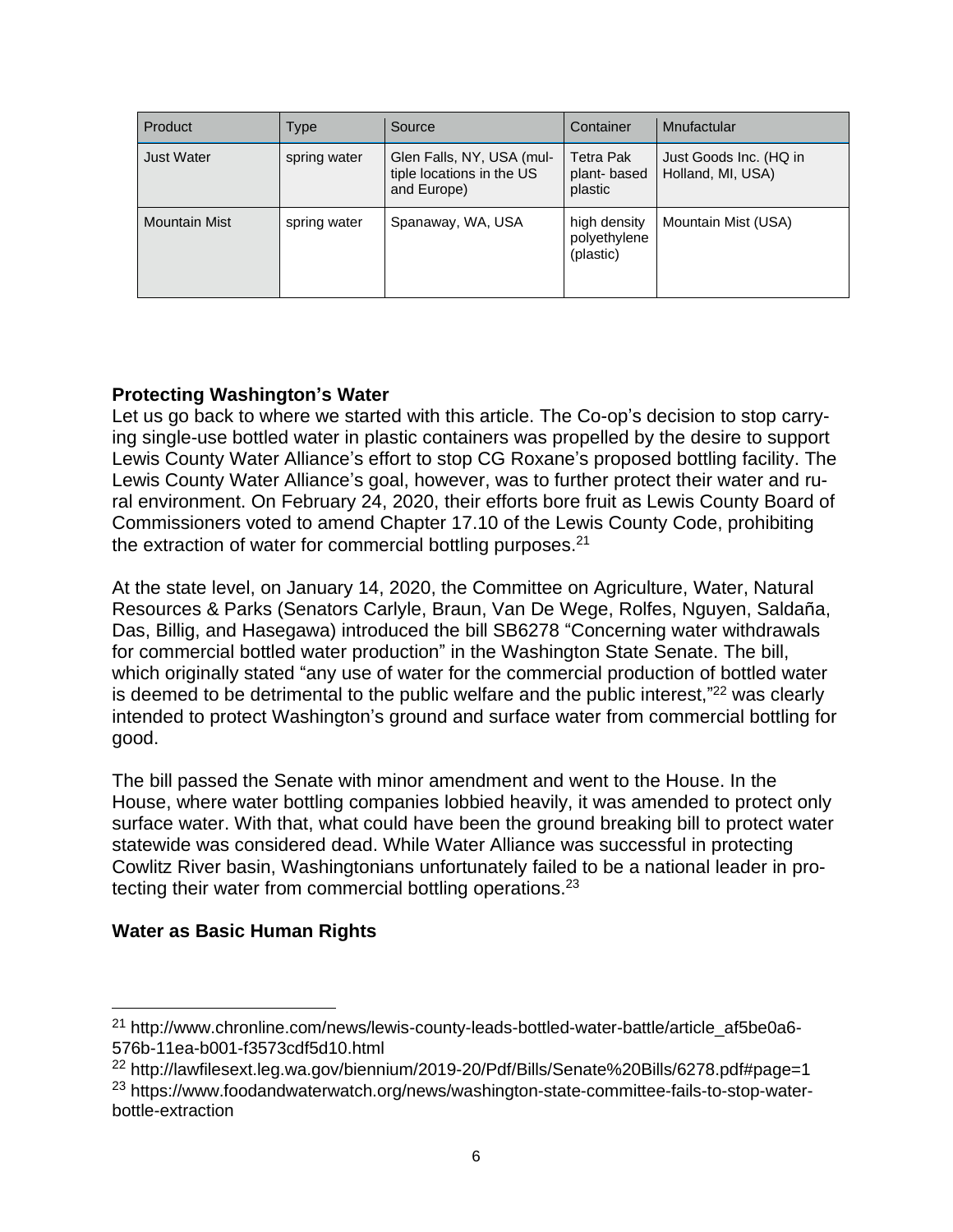| Product | Type | Source | Container | Mnufactular |
|---|---|---|---|---|
| Just Water | spring water | Glen Falls, NY, USA (multiple locations in the US and Europe) | Tetra Pak plant- based plastic | Just Goods Inc. (HQ in Holland, MI, USA) |
| Mountain Mist | spring water | Spanaway, WA, USA | high density polyethylene (plastic) | Mountain Mist (USA) |

**Protecting Washington's Water**

Let us go back to where we started with this article. The Co-op's decision to stop carrying single-use bottled water in plastic containers was propelled by the desire to support Lewis County Water Alliance's effort to stop CG Roxane's proposed bottling facility. The Lewis County Water Alliance's goal, however, was to further protect their water and rural environment. On February 24, 2020, their efforts bore fruit as Lewis County Board of Commissioners voted to amend Chapter 17.10 of the Lewis County Code, prohibiting the extraction of water for commercial bottling purposes.[21]

At the state level, on January 14, 2020, the Committee on Agriculture, Water, Natural Resources & Parks (Senators Carlyle, Braun, Van De Wege, Rolfes, Nguyen, Saldaña, Das, Billig, and Hasegawa) introduced the bill SB6278 "Concerning water withdrawals for commercial bottled water production" in the Washington State Senate. The bill, which originally stated "any use of water for the commercial production of bottled water is deemed to be detrimental to the public welfare and the public interest,"[22] was clearly intended to protect Washington's ground and surface water from commercial bottling for good.

The bill passed the Senate with minor amendment and went to the House. In the House, where water bottling companies lobbied heavily, it was amended to protect only surface water. With that, what could have been the ground breaking bill to protect water statewide was considered dead. While Water Alliance was successful in protecting Cowlitz River basin, Washingtonians unfortunately failed to be a national leader in protecting their water from commercial bottling operations.[23]

**Water as Basic Human Rights**

---

[21] http://www.chronline.com/news/lewis-county-leads-bottled-water-battle/article_af5be0a6-576b-11ea-b001-f3573cdf5d10.html

[22] http://lawfilesext.leg.wa.gov/biennium/2019-20/Pdf/Bills/Senate%20Bills/6278.pdf#page=1

[23] https://www.foodandwaterwatch.org/news/washington-state-committee-fails-to-stop-water-bottle-extraction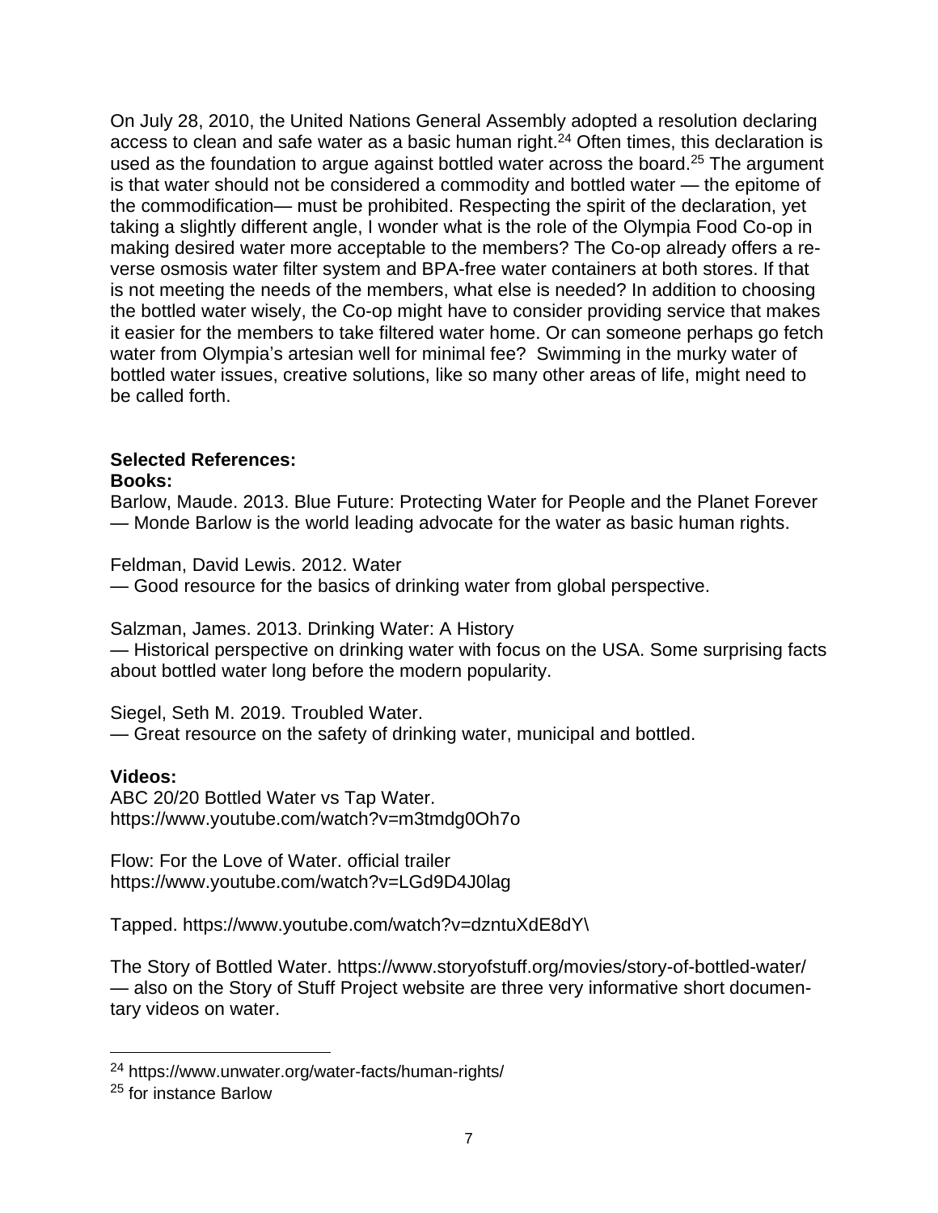On July 28, 2010, the United Nations General Assembly adopted a resolution declaring access to clean and safe water as a basic human right.[24] Often times, this declaration is used as the foundation to argue against bottled water across the board.[25] The argument is that water should not be considered a commodity and bottled water — the epitome of the commodification— must be prohibited. Respecting the spirit of the declaration, yet taking a slightly different angle, I wonder what is the role of the Olympia Food Co-op in making desired water more acceptable to the members? The Co-op already offers a reverse osmosis water filter system and BPA-free water containers at both stores. If that is not meeting the needs of the members, what else is needed? In addition to choosing the bottled water wisely, the Co-op might have to consider providing service that makes it easier for the members to take filtered water home. Or can someone perhaps go fetch water from Olympia's artesian well for minimal fee? Swimming in the murky water of bottled water issues, creative solutions, like so many other areas of life, might need to be called forth.

**Selected References:**

**Books:**

Barlow, Maude. 2013. Blue Future: Protecting Water for People and the Planet Forever
— Monde Barlow is the world leading advocate for the water as basic human rights.

Feldman, David Lewis. 2012. Water
— Good resource for the basics of drinking water from global perspective.

Salzman, James. 2013. Drinking Water: A History
— Historical perspective on drinking water with focus on the USA. Some surprising facts about bottled water long before the modern popularity.

Siegel, Seth M. 2019. Troubled Water.
— Great resource on the safety of drinking water, municipal and bottled.

**Videos:**

ABC 20/20 Bottled Water vs Tap Water.
https://www.youtube.com/watch?v=m3tmdg0Oh7o

Flow: For the Love of Water. official trailer
https://www.youtube.com/watch?v=LGd9D4J0lag

Tapped. https://www.youtube.com/watch?v=dzntuXdE8dY\

The Story of Bottled Water. https://www.storyofstuff.org/movies/story-of-bottled-water/
— also on the Story of Stuff Project website are three very informative short documentary videos on water.

---

[24] https://www.unwater.org/water-facts/human-rights/

[25] for instance Barlow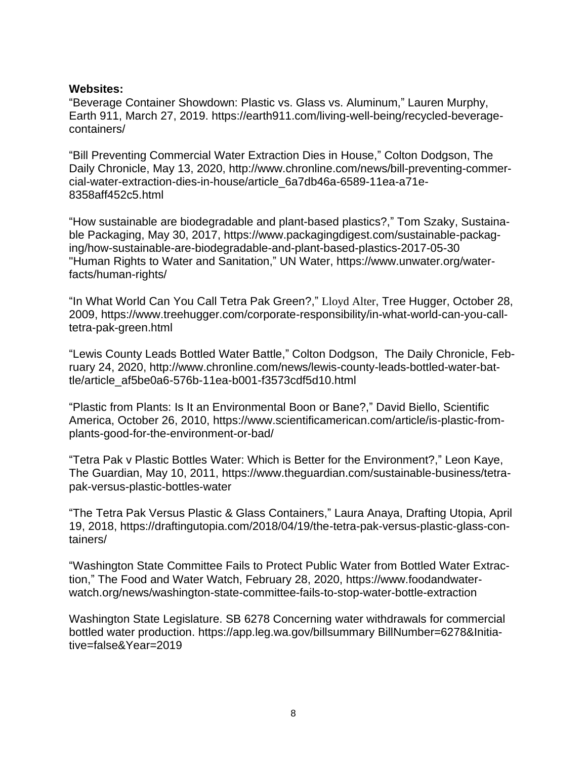**Websites:**

"Beverage Container Showdown: Plastic vs. Glass vs. Aluminum," Lauren Murphy, Earth 911, March 27, 2019. https://earth911.com/living-well-being/recycled-beverage-containers/

"Bill Preventing Commercial Water Extraction Dies in House," Colton Dodgson, The Daily Chronicle, May 13, 2020, http://www.chronline.com/news/bill-preventing-commercial-water-extraction-dies-in-house/article_6a7db46a-6589-11ea-a71e-8358aff452c5.html

"How sustainable are biodegradable and plant-based plastics?," Tom Szaky, Sustainable Packaging, May 30, 2017, https://www.packagingdigest.com/sustainable-packaging/how-sustainable-are-biodegradable-and-plant-based-plastics-2017-05-30
"Human Rights to Water and Sanitation," UN Water, https://www.unwater.org/water-facts/human-rights/

"In What World Can You Call Tetra Pak Green?," Lloyd Alter, Tree Hugger, October 28, 2009, https://www.treehugger.com/corporate-responsibility/in-what-world-can-you-call-tetra-pak-green.html

"Lewis County Leads Bottled Water Battle," Colton Dodgson, The Daily Chronicle, February 24, 2020, http://www.chronline.com/news/lewis-county-leads-bottled-water-battle/article_af5be0a6-576b-11ea-b001-f3573cdf5d10.html

"Plastic from Plants: Is It an Environmental Boon or Bane?," David Biello, Scientific America, October 26, 2010, https://www.scientificamerican.com/article/is-plastic-from-plants-good-for-the-environment-or-bad/

"Tetra Pak v Plastic Bottles Water: Which is Better for the Environment?," Leon Kaye, The Guardian, May 10, 2011, https://www.theguardian.com/sustainable-business/tetra-pak-versus-plastic-bottles-water

"The Tetra Pak Versus Plastic & Glass Containers," Laura Anaya, Drafting Utopia, April 19, 2018, https://draftingutopia.com/2018/04/19/the-tetra-pak-versus-plastic-glass-containers/

"Washington State Committee Fails to Protect Public Water from Bottled Water Extraction," The Food and Water Watch, February 28, 2020, https://www.foodandwaterwatch.org/news/washington-state-committee-fails-to-stop-water-bottle-extraction

Washington State Legislature. SB 6278 Concerning water withdrawals for commercial bottled water production. https://app.leg.wa.gov/billsummary BillNumber=6278&Initiative=false&Year=2019